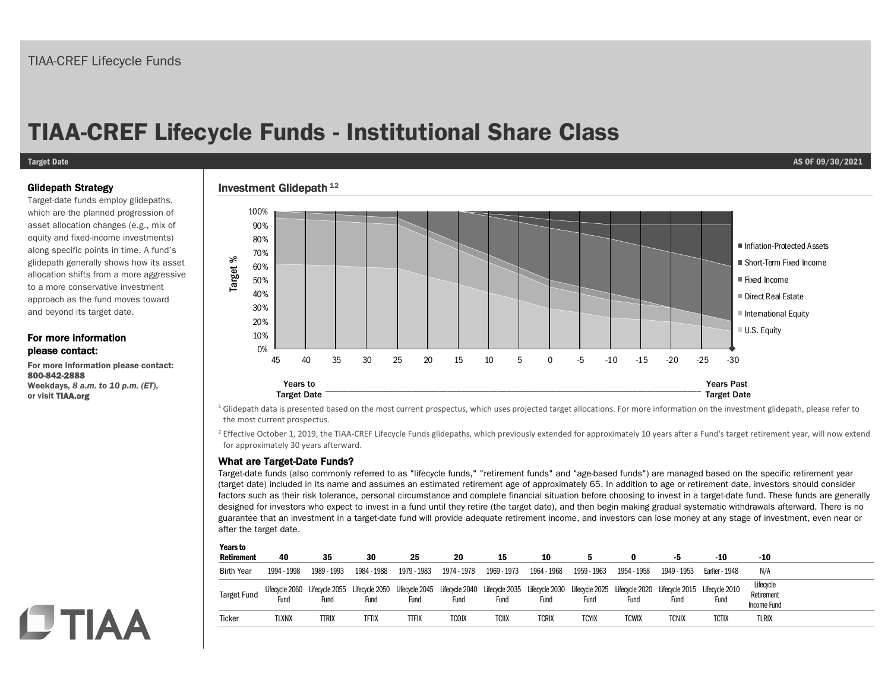TIAA-CREF Lifecycle Funds

# TIAA-CREF Lifecycle Funds - Institutional Share Class

**Target Date** **AS OF 09/30/2021**

### Glidepath Strategy

Target-date funds employ glidepaths, which are the planned progression of asset allocation changes (e.g., mix of equity and fixed-income investments) along specific points in time. A fund's glidepath generally shows how its asset allocation shifts from a more aggressive to a more conservative investment approach as the fund moves toward and beyond its target date.

### For more information please contact:

**For more information please contact:**
**800-842-2888**
**Weekdays, *8 a.m. to 10 p.m. (ET)*,**
**or visit TIAA.org**

### Investment Glidepath [1,2]

Target %: 100%, 90%, 80%, 70%, 60%, 50%, 40%, 30%, 20%, 10%, 0%

Years to Target Date — Years Past Target Date: 45, 40, 35, 30, 25, 20, 15, 10, 5, 0, -5, -10, -15, -20, -25, -30

Legend: Inflation-Protected Assets; Short-Term Fixed Income; Fixed Income; Direct Real Estate; International Equity; U.S. Equity

[1] Glidepath data is presented based on the most current prospectus, which uses projected target allocations. For more information on the investment glidepath, please refer to the most current prospectus.

[2] Effective October 1, 2019, the TIAA-CREF Lifecycle Funds glidepaths, which previously extended for approximately 10 years after a Fund's target retirement year, will now extend for approximately 30 years afterward.

### What are Target-Date Funds?

Target-date funds (also commonly referred to as "lifecycle funds," "retirement funds" and "age-based funds") are managed based on the specific retirement year (target date) included in its name and assumes an estimated retirement age of approximately 65. In addition to age or retirement date, investors should consider factors such as their risk tolerance, personal circumstance and complete financial situation before choosing to invest in a target-date fund. These funds are generally designed for investors who expect to invest in a fund until they retire (the target date), and then begin making gradual systematic withdrawals afterward. There is no guarantee that an investment in a target-date fund will provide adequate retirement income, and investors can lose money at any stage of investment, even near or after the target date.

| Years to Retirement | 40 | 35 | 30 | 25 | 20 | 15 | 10 | 5 | 0 | -5 | -10 | -10 |
|---|---|---|---|---|---|---|---|---|---|---|---|---|
| Birth Year | 1994 - 1998 | 1989 - 1993 | 1984 - 1988 | 1979 - 1983 | 1974 - 1978 | 1969 - 1973 | 1964 - 1968 | 1959 - 1963 | 1954 - 1958 | 1949 - 1953 | Earlier - 1948 | N/A |
| Target Fund | Lifecycle 2060 Fund | Lifecycle 2055 Fund | Lifecycle 2050 Fund | Lifecycle 2045 Fund | Lifecycle 2040 Fund | Lifecycle 2035 Fund | Lifecycle 2030 Fund | Lifecycle 2025 Fund | Lifecycle 2020 Fund | Lifecycle 2015 Fund | Lifecycle 2010 Fund | Lifecycle Retirement Income Fund |
| Ticker | TLXNX | TTRIX | TFTIX | TTFIX | TCOIX | TCIIX | TCRIX | TCYIX | TCWIX | TCNIX | TCTIX | TLRIX |

TIAA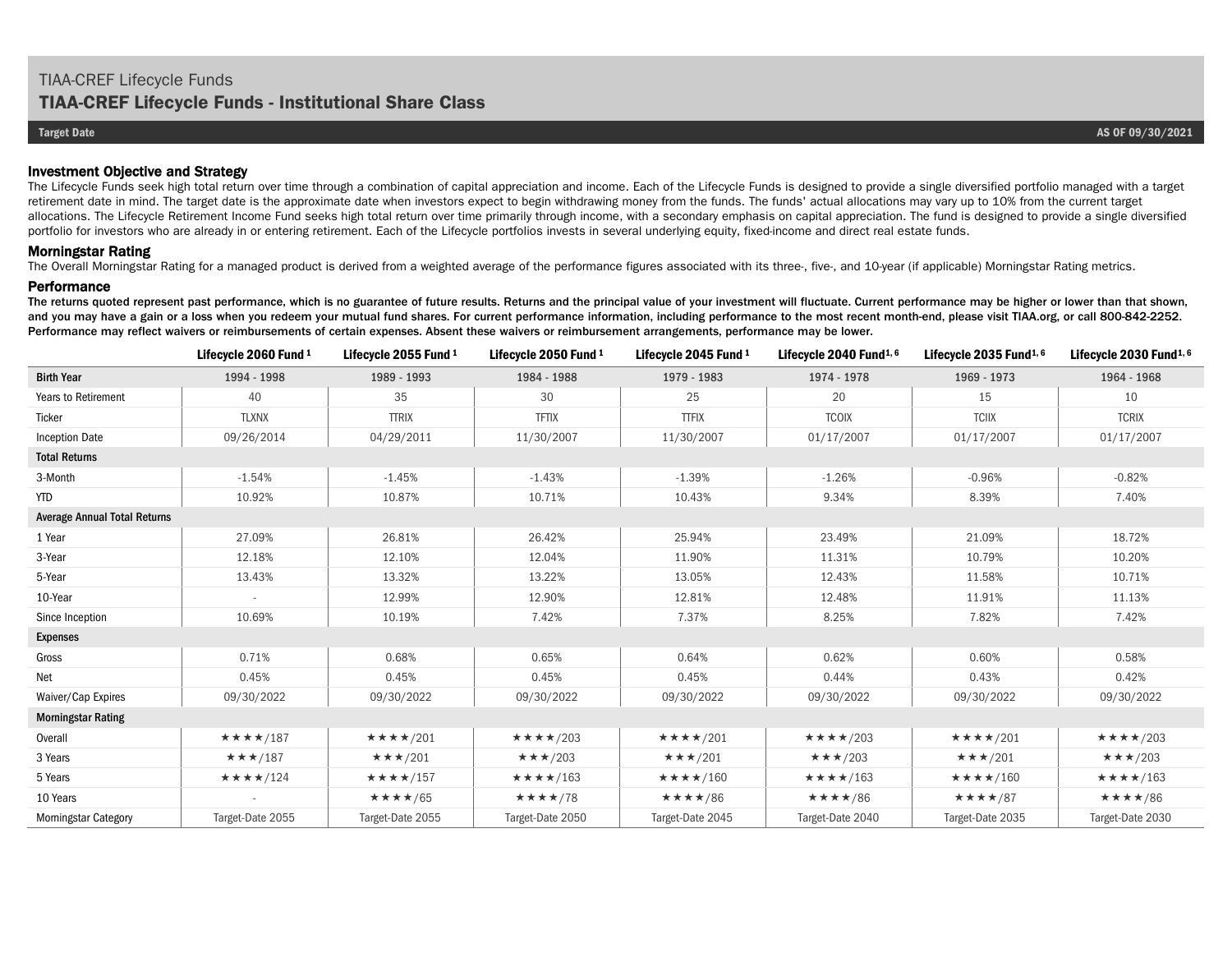TIAA-CREF Lifecycle Funds

# TIAA-CREF Lifecycle Funds - Institutional Share Class

**Target Date** **AS OF 09/30/2021**

### Investment Objective and Strategy

The Lifecycle Funds seek high total return over time through a combination of capital appreciation and income. Each of the Lifecycle Funds is designed to provide a single diversified portfolio managed with a target retirement date in mind. The target date is the approximate date when investors expect to begin withdrawing money from the funds. The funds' actual allocations may vary up to 10% from the current target allocations. The Lifecycle Retirement Income Fund seeks high total return over time primarily through income, with a secondary emphasis on capital appreciation. The fund is designed to provide a single diversified portfolio for investors who are already in or entering retirement. Each of the Lifecycle portfolios invests in several underlying equity, fixed-income and direct real estate funds.

### Morningstar Rating

The Overall Morningstar Rating for a managed product is derived from a weighted average of the performance figures associated with its three-, five-, and 10-year (if applicable) Morningstar Rating metrics.

### Performance

**The returns quoted represent past performance, which is no guarantee of future results. Returns and the principal value of your investment will fluctuate. Current performance may be higher or lower than that shown, and you may have a gain or a loss when you redeem your mutual fund shares. For current performance information, including performance to the most recent month-end, please visit TIAA.org, or call 800-842-2252. Performance may reflect waivers or reimbursements of certain expenses. Absent these waivers or reimbursement arrangements, performance may be lower.**

| | Lifecycle 2060 Fund [1] | Lifecycle 2055 Fund [1] | Lifecycle 2050 Fund [1] | Lifecycle 2045 Fund [1] | Lifecycle 2040 Fund [1, 6] | Lifecycle 2035 Fund [1, 6] | Lifecycle 2030 Fund [1, 6] |
|---|---|---|---|---|---|---|---|
| Birth Year | 1994 - 1998 | 1989 - 1993 | 1984 - 1988 | 1979 - 1983 | 1974 - 1978 | 1969 - 1973 | 1964 - 1968 |
| Years to Retirement | 40 | 35 | 30 | 25 | 20 | 15 | 10 |
| Ticker | TLXNX | TTRIX | TFTIX | TTFIX | TCOIX | TCIIX | TCRIX |
| Inception Date | 09/26/2014 | 04/29/2011 | 11/30/2007 | 11/30/2007 | 01/17/2007 | 01/17/2007 | 01/17/2007 |
| **Total Returns** | | | | | | | |
| 3-Month | -1.54% | -1.45% | -1.43% | -1.39% | -1.26% | -0.96% | -0.82% |
| YTD | 10.92% | 10.87% | 10.71% | 10.43% | 9.34% | 8.39% | 7.40% |
| **Average Annual Total Returns** | | | | | | | |
| 1 Year | 27.09% | 26.81% | 26.42% | 25.94% | 23.49% | 21.09% | 18.72% |
| 3-Year | 12.18% | 12.10% | 12.04% | 11.90% | 11.31% | 10.79% | 10.20% |
| 5-Year | 13.43% | 13.32% | 13.22% | 13.05% | 12.43% | 11.58% | 10.71% |
| 10-Year | - | 12.99% | 12.90% | 12.81% | 12.48% | 11.91% | 11.13% |
| Since Inception | 10.69% | 10.19% | 7.42% | 7.37% | 8.25% | 7.82% | 7.42% |
| **Expenses** | | | | | | | |
| Gross | 0.71% | 0.68% | 0.65% | 0.64% | 0.62% | 0.60% | 0.58% |
| Net | 0.45% | 0.45% | 0.45% | 0.45% | 0.44% | 0.43% | 0.42% |
| Waiver/Cap Expires | 09/30/2022 | 09/30/2022 | 09/30/2022 | 09/30/2022 | 09/30/2022 | 09/30/2022 | 09/30/2022 |
| **Morningstar Rating** | | | | | | | |
| Overall | ★★★★/187 | ★★★★/201 | ★★★★/203 | ★★★★/201 | ★★★★/203 | ★★★★/201 | ★★★★/203 |
| 3 Years | ★★★/187 | ★★★/201 | ★★★/203 | ★★★/201 | ★★★/203 | ★★★/201 | ★★★/203 |
| 5 Years | ★★★★/124 | ★★★★/157 | ★★★★/163 | ★★★★/160 | ★★★★/163 | ★★★★/160 | ★★★★/163 |
| 10 Years | - | ★★★★/65 | ★★★★/78 | ★★★★/86 | ★★★★/86 | ★★★★/87 | ★★★★/86 |
| Morningstar Category | Target-Date 2055 | Target-Date 2055 | Target-Date 2050 | Target-Date 2045 | Target-Date 2040 | Target-Date 2035 | Target-Date 2030 |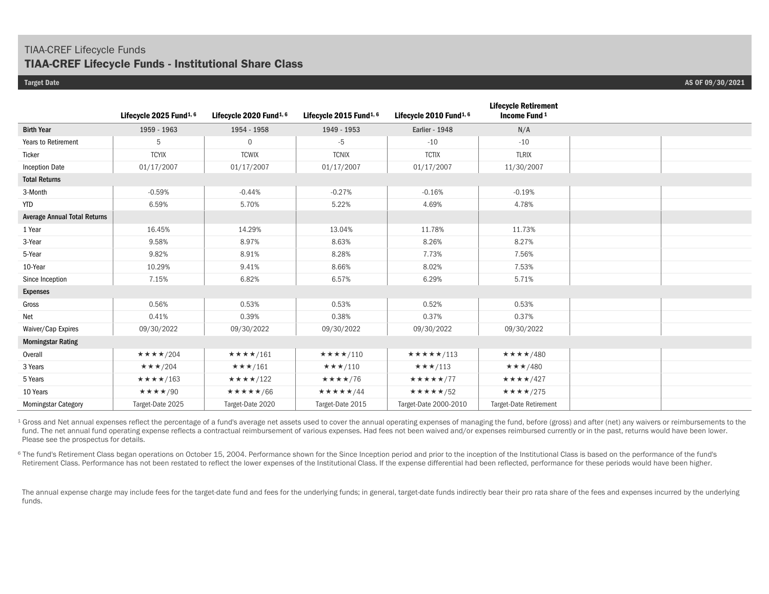TIAA-CREF Lifecycle Funds

## TIAA-CREF Lifecycle Funds - Institutional Share Class

**Target Date** — **AS OF 09/30/2021**

| | Lifecycle 2025 Fund[1, 6] | Lifecycle 2020 Fund[1, 6] | Lifecycle 2015 Fund[1, 6] | Lifecycle 2010 Fund[1, 6] | Lifecycle Retirement Income Fund[1] | | |
|---|---|---|---|---|---|---|---|
| **Birth Year** | 1959 - 1963 | 1954 - 1958 | 1949 - 1953 | Earlier - 1948 | N/A | | |
| Years to Retirement | 5 | 0 | -5 | -10 | -10 | | |
| Ticker | TCYIX | TCWIX | TCNIX | TCTIX | TLRIX | | |
| Inception Date | 01/17/2007 | 01/17/2007 | 01/17/2007 | 01/17/2007 | 11/30/2007 | | |
| **Total Returns** | | | | | | | |
| 3-Month | -0.59% | -0.44% | -0.27% | -0.16% | -0.19% | | |
| YTD | 6.59% | 5.70% | 5.22% | 4.69% | 4.78% | | |
| **Average Annual Total Returns** | | | | | | | |
| 1 Year | 16.45% | 14.29% | 13.04% | 11.78% | 11.73% | | |
| 3-Year | 9.58% | 8.97% | 8.63% | 8.26% | 8.27% | | |
| 5-Year | 9.82% | 8.91% | 8.28% | 7.73% | 7.56% | | |
| 10-Year | 10.29% | 9.41% | 8.66% | 8.02% | 7.53% | | |
| Since Inception | 7.15% | 6.82% | 6.57% | 6.29% | 5.71% | | |
| **Expenses** | | | | | | | |
| Gross | 0.56% | 0.53% | 0.53% | 0.52% | 0.53% | | |
| Net | 0.41% | 0.39% | 0.38% | 0.37% | 0.37% | | |
| Waiver/Cap Expires | 09/30/2022 | 09/30/2022 | 09/30/2022 | 09/30/2022 | 09/30/2022 | | |
| **Morningstar Rating** | | | | | | | |
| Overall | ★★★★/204 | ★★★★/161 | ★★★★/110 | ★★★★★/113 | ★★★★/480 | | |
| 3 Years | ★★★/204 | ★★★/161 | ★★★/110 | ★★★/113 | ★★★/480 | | |
| 5 Years | ★★★★/163 | ★★★★/122 | ★★★★/76 | ★★★★★/77 | ★★★★/427 | | |
| 10 Years | ★★★★/90 | ★★★★★/66 | ★★★★★/44 | ★★★★★/52 | ★★★★/275 | | |
| Morningstar Category | Target-Date 2025 | Target-Date 2020 | Target-Date 2015 | Target-Date 2000-2010 | Target-Date Retirement | | |

[1] Gross and Net annual expenses reflect the percentage of a fund's average net assets used to cover the annual operating expenses of managing the fund, before (gross) and after (net) any waivers or reimbursements to the fund. The net annual fund operating expense reflects a contractual reimbursement of various expenses. Had fees not been waived and/or expenses reimbursed currently or in the past, returns would have been lower. Please see the prospectus for details.

[6] The fund's Retirement Class began operations on October 15, 2004. Performance shown for the Since Inception period and prior to the inception of the Institutional Class is based on the performance of the fund's Retirement Class. Performance has not been restated to reflect the lower expenses of the Institutional Class. If the expense differential had been reflected, performance for these periods would have been higher.

The annual expense charge may include fees for the target-date fund and fees for the underlying funds; in general, target-date funds indirectly bear their pro rata share of the fees and expenses incurred by the underlying funds.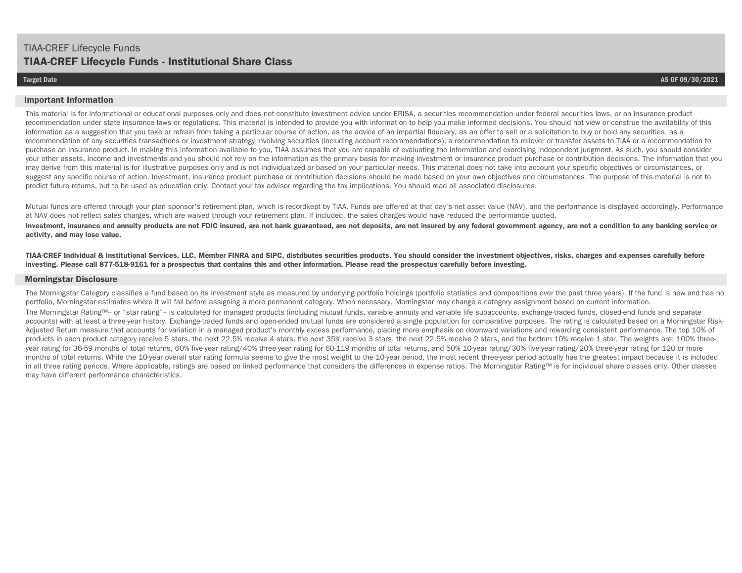## Important Information

This material is for informational or educational purposes only and does not constitute investment advice under ERISA, a securities recommendation under federal securities laws, or an insurance product recommendation under state insurance laws or regulations. This material is intended to provide you with information to help you make informed decisions. You should not view or construe the availability of this information as a suggestion that you take or refrain from taking a particular course of action, as the advice of an impartial fiduciary, as an offer to sell or a solicitation to buy or hold any securities, as a recommendation of any securities transactions or investment strategy involving securities (including account recommendations), a recommendation to rollover or transfer assets to TIAA or a recommendation to purchase an insurance product. In making this information available to you, TIAA assumes that you are capable of evaluating the information and exercising independent judgment. As such, you should consider your other assets, income and investments and you should not rely on the information as the primary basis for making investment or insurance product purchase or contribution decisions. The information that you may derive from this material is for illustrative purposes only and is not individualized or based on your particular needs. This material does not take into account your specific objectives or circumstances, or suggest any specific course of action. Investment, insurance product purchase or contribution decisions should be made based on your own objectives and circumstances. The purpose of this material is not to predict future returns, but to be used as education only. Contact your tax advisor regarding the tax implications. You should read all associated disclosures.

Mutual funds are offered through your plan sponsor's retirement plan, which is recordkept by TIAA. Funds are offered at that day's net asset value (NAV), and the performance is displayed accordingly. Performance at NAV does not reflect sales charges, which are waived through your retirement plan. If included, the sales charges would have reduced the performance quoted.

**Investment, insurance and annuity products are not FDIC insured, are not bank guaranteed, are not deposits, are not insured by any federal government agency, are not a condition to any banking service or activity, and may lose value.**

**TIAA-CREF Individual & Institutional Services, LLC, Member FINRA and SIPC, distributes securities products. You should consider the investment objectives, risks, charges and expenses carefully before investing. Please call 877-518-9161 for a prospectus that contains this and other information. Please read the prospectus carefully before investing.**

## Morningstar Disclosure

The Morningstar Category classifies a fund based on its investment style as measured by underlying portfolio holdings (portfolio statistics and compositions over the past three years). If the fund is new and has no portfolio, Morningstar estimates where it will fall before assigning a more permanent category. When necessary, Morningstar may change a category assignment based on current information.

The Morningstar Rating™– or "star rating"– is calculated for managed products (including mutual funds, variable annuity and variable life subaccounts, exchange-traded funds, closed-end funds and separate accounts) with at least a three-year history. Exchange-traded funds and open-ended mutual funds are considered a single population for comparative purposes. The rating is calculated based on a Morningstar Risk-Adjusted Return measure that accounts for variation in a managed product's monthly excess performance, placing more emphasis on downward variations and rewarding consistent performance. The top 10% of products in each product category receive 5 stars, the next 22.5% receive 4 stars, the next 35% receive 3 stars, the next 22.5% receive 2 stars, and the bottom 10% receive 1 star. The weights are: 100% three-year rating for 36-59 months of total returns, 60% five-year rating/40% three-year rating for 60-119 months of total returns, and 50% 10-year rating/30% five-year rating/20% three-year rating for 120 or more months of total returns. While the 10-year overall star rating formula seems to give the most weight to the 10-year period, the most recent three-year period actually has the greatest impact because it is included in all three rating periods. Where applicable, ratings are based on linked performance that considers the differences in expense ratios. The Morningstar Rating™ is for individual share classes only. Other classes may have different performance characteristics.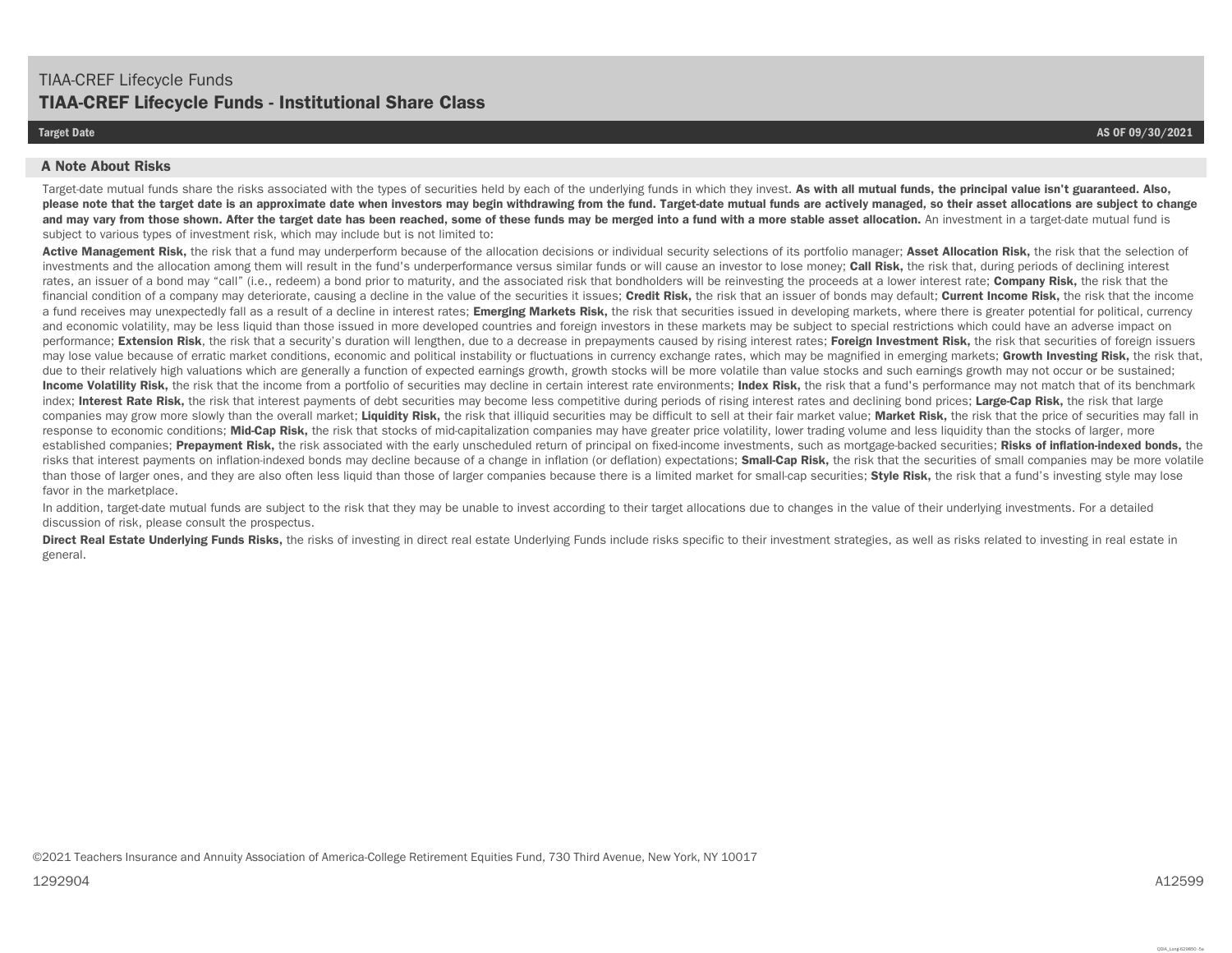TIAA-CREF Lifecycle Funds

# TIAA-CREF Lifecycle Funds - Institutional Share Class

**Target Date** **AS OF 09/30/2021**

## A Note About Risks

Target-date mutual funds share the risks associated with the types of securities held by each of the underlying funds in which they invest. **As with all mutual funds, the principal value isn't guaranteed. Also, please note that the target date is an approximate date when investors may begin withdrawing from the fund. Target-date mutual funds are actively managed, so their asset allocations are subject to change and may vary from those shown. After the target date has been reached, some of these funds may be merged into a fund with a more stable asset allocation.** An investment in a target-date mutual fund is subject to various types of investment risk, which may include but is not limited to:

**Active Management Risk,** the risk that a fund may underperform because of the allocation decisions or individual security selections of its portfolio manager; **Asset Allocation Risk,** the risk that the selection of investments and the allocation among them will result in the fund's underperformance versus similar funds or will cause an investor to lose money; **Call Risk,** the risk that, during periods of declining interest rates, an issuer of a bond may "call" (i.e., redeem) a bond prior to maturity, and the associated risk that bondholders will be reinvesting the proceeds at a lower interest rate; **Company Risk,** the risk that the financial condition of a company may deteriorate, causing a decline in the value of the securities it issues; **Credit Risk,** the risk that an issuer of bonds may default; **Current Income Risk,** the risk that the income a fund receives may unexpectedly fall as a result of a decline in interest rates; **Emerging Markets Risk,** the risk that securities issued in developing markets, where there is greater potential for political, currency and economic volatility, may be less liquid than those issued in more developed countries and foreign investors in these markets may be subject to special restrictions which could have an adverse impact on performance; **Extension Risk**, the risk that a security's duration will lengthen, due to a decrease in prepayments caused by rising interest rates; **Foreign Investment Risk,** the risk that securities of foreign issuers may lose value because of erratic market conditions, economic and political instability or fluctuations in currency exchange rates, which may be magnified in emerging markets; **Growth Investing Risk,** the risk that, due to their relatively high valuations which are generally a function of expected earnings growth, growth stocks will be more volatile than value stocks and such earnings growth may not occur or be sustained; **Income Volatility Risk,** the risk that the income from a portfolio of securities may decline in certain interest rate environments; **Index Risk,** the risk that a fund's performance may not match that of its benchmark index; **Interest Rate Risk,** the risk that interest payments of debt securities may become less competitive during periods of rising interest rates and declining bond prices; **Large-Cap Risk,** the risk that large companies may grow more slowly than the overall market; **Liquidity Risk,** the risk that illiquid securities may be difficult to sell at their fair market value; **Market Risk,** the risk that the price of securities may fall in response to economic conditions; **Mid-Cap Risk,** the risk that stocks of mid-capitalization companies may have greater price volatility, lower trading volume and less liquidity than the stocks of larger, more established companies; **Prepayment Risk,** the risk associated with the early unscheduled return of principal on fixed-income investments, such as mortgage-backed securities; **Risks of inflation-indexed bonds,** the risks that interest payments on inflation-indexed bonds may decline because of a change in inflation (or deflation) expectations; **Small-Cap Risk,** the risk that the securities of small companies may be more volatile than those of larger ones, and they are also often less liquid than those of larger companies because there is a limited market for small-cap securities; **Style Risk,** the risk that a fund's investing style may lose favor in the marketplace.

In addition, target-date mutual funds are subject to the risk that they may be unable to invest according to their target allocations due to changes in the value of their underlying investments. For a detailed discussion of risk, please consult the prospectus.

**Direct Real Estate Underlying Funds Risks,** the risks of investing in direct real estate Underlying Funds include risks specific to their investment strategies, as well as risks related to investing in real estate in general.

©2021 Teachers Insurance and Annuity Association of America-College Retirement Equities Fund, 730 Third Avenue, New York, NY 10017

1292904 A12599